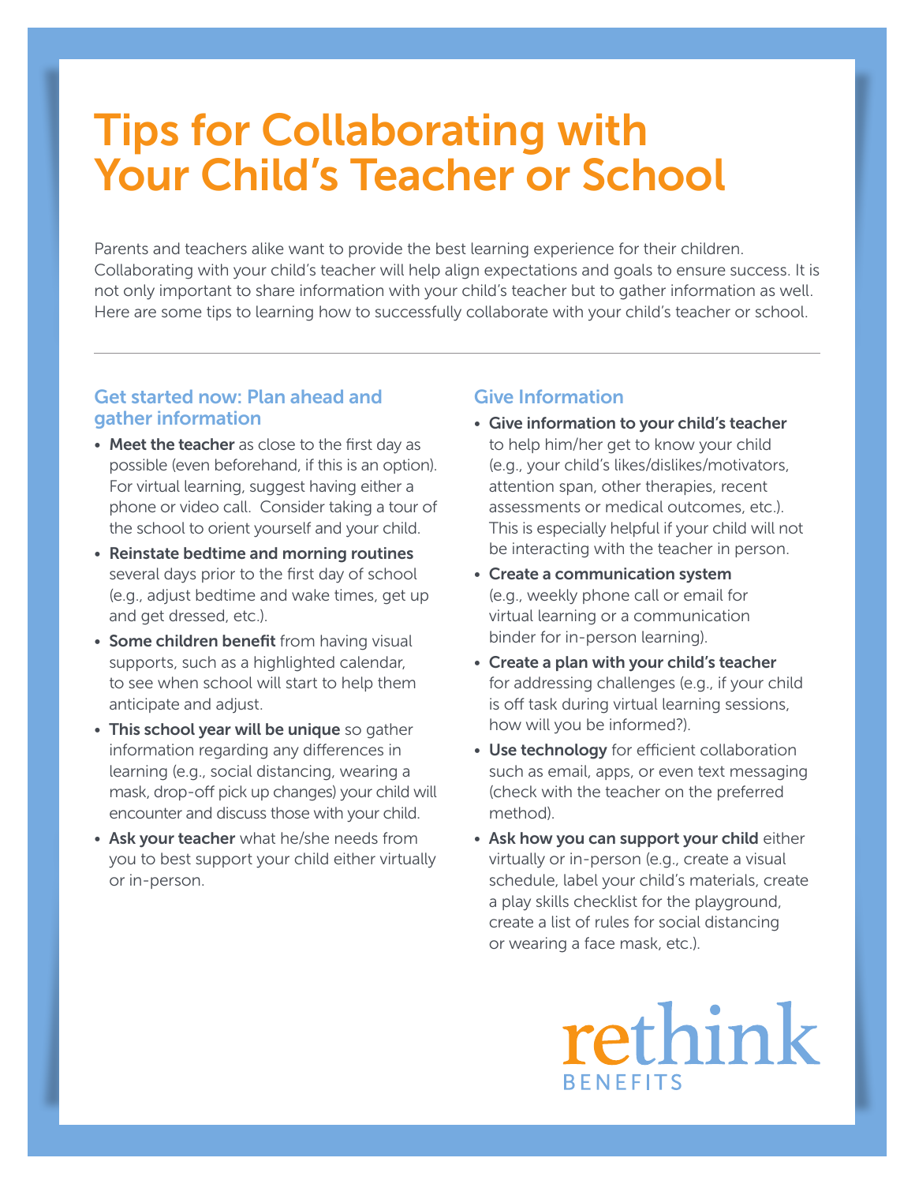# Tips for Collaborating with Your Child's Teacher or School

Parents and teachers alike want to provide the best learning experience for their children. Collaborating with your child's teacher will help align expectations and goals to ensure success. It is not only important to share information with your child's teacher but to gather information as well. Here are some tips to learning how to successfully collaborate with your child's teacher or school.

## Get started now: Plan ahead and gather information

- **Meet the teacher** as close to the first day as possible (even beforehand, if this is an option). For virtual learning, suggest having either a phone or video call. Consider taking a tour of the school to orient yourself and your child.
- **Reinstate bedtime and morning routines** several days prior to the first day of school (e.g., adjust bedtime and wake times, get up and get dressed, etc.).
- **Some children benefit** from having visual supports, such as a highlighted calendar, to see when school will start to help them anticipate and adjust.
- **This school year will be unique** so gather information regarding any differences in learning (e.g., social distancing, wearing a mask, drop-off pick up changes) your child will encounter and discuss those with your child.
- **Ask your teacher** what he/she needs from you to best support your child either virtually or in-person.

## Give Information

- **Give information to your child's teacher** to help him/her get to know your child (e.g., your child's likes/dislikes/motivators, attention span, other therapies, recent assessments or medical outcomes, etc.). This is especially helpful if your child will not be interacting with the teacher in person.
- **Create a communication system** (e.g., weekly phone call or email for virtual learning or a communication binder for in-person learning).
- **Create a plan with your child's teacher** for addressing challenges (e.g., if your child is off task during virtual learning sessions, how will you be informed?).
- **Use technology** for efficient collaboration such as email, apps, or even text messaging (check with the teacher on the preferred method).
- **Ask how you can support your child** either virtually or in-person (e.g., create a visual schedule, label your child's materials, create a play skills checklist for the playground, create a list of rules for social distancing or wearing a face mask, etc.).

rethink BENEFITS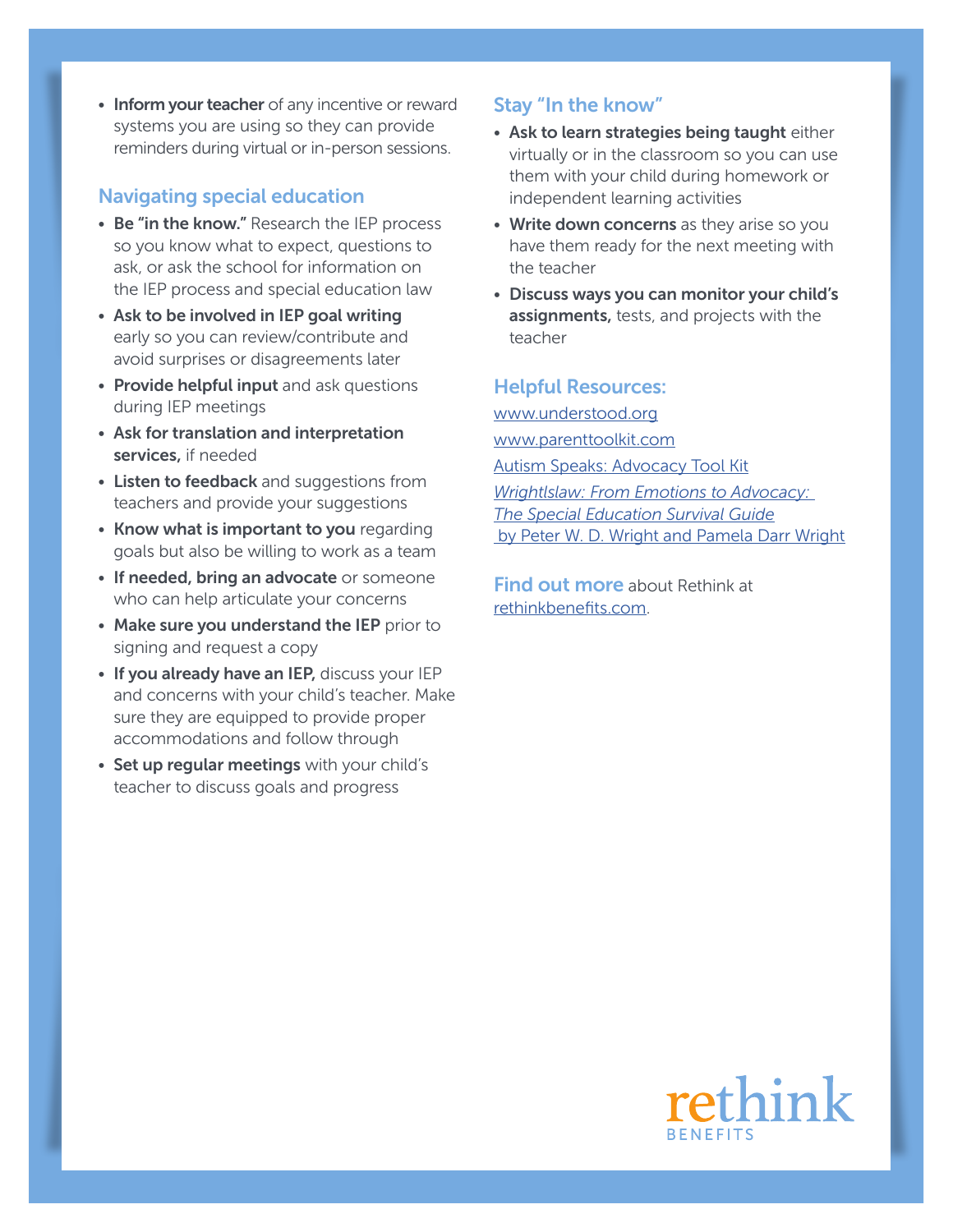- **Inform your teacher** of any incentive or reward systems you are using so they can provide reminders during virtual or in-person sessions.

## Navigating special education

- **Be "in the know."** Research the IEP process so you know what to expect, questions to ask, or ask the school for information on the IEP process and special education law
- **Ask to be involved in IEP goal writing** early so you can review/contribute and avoid surprises or disagreements later
- **Provide helpful input** and ask questions during IEP meetings
- **Ask for translation and interpretation services,** if needed
- **Listen to feedback** and suggestions from teachers and provide your suggestions
- **Know what is important to you** regarding goals but also be willing to work as a team
- **If needed, bring an advocate** or someone who can help articulate your concerns
- **Make sure you understand the IEP** prior to signing and request a copy
- **If you already have an IEP,** discuss your IEP and concerns with your child's teacher. Make sure they are equipped to provide proper accommodations and follow through
- **Set up regular meetings** with your child's teacher to discuss goals and progress

## Stay "In the know"

- **Ask to learn strategies being taught** either virtually or in the classroom so you can use them with your child during homework or independent learning activities
- **Write down concerns** as they arise so you have them ready for the next meeting with the teacher
- **Discuss ways you can monitor your child's assignments,** tests, and projects with the teacher

## Helpful Resources:

www.understood.org

www.parenttoolkit.com

Autism Speaks: Advocacy Tool Kit

*Wrightslaw: From Emotions to Advocacy: The Special Education Survival Guide* by Peter W. D. Wright and Pamela Darr Wright

**Find out more** about Rethink at rethinkbenefits.com.

rethink BENEFITS